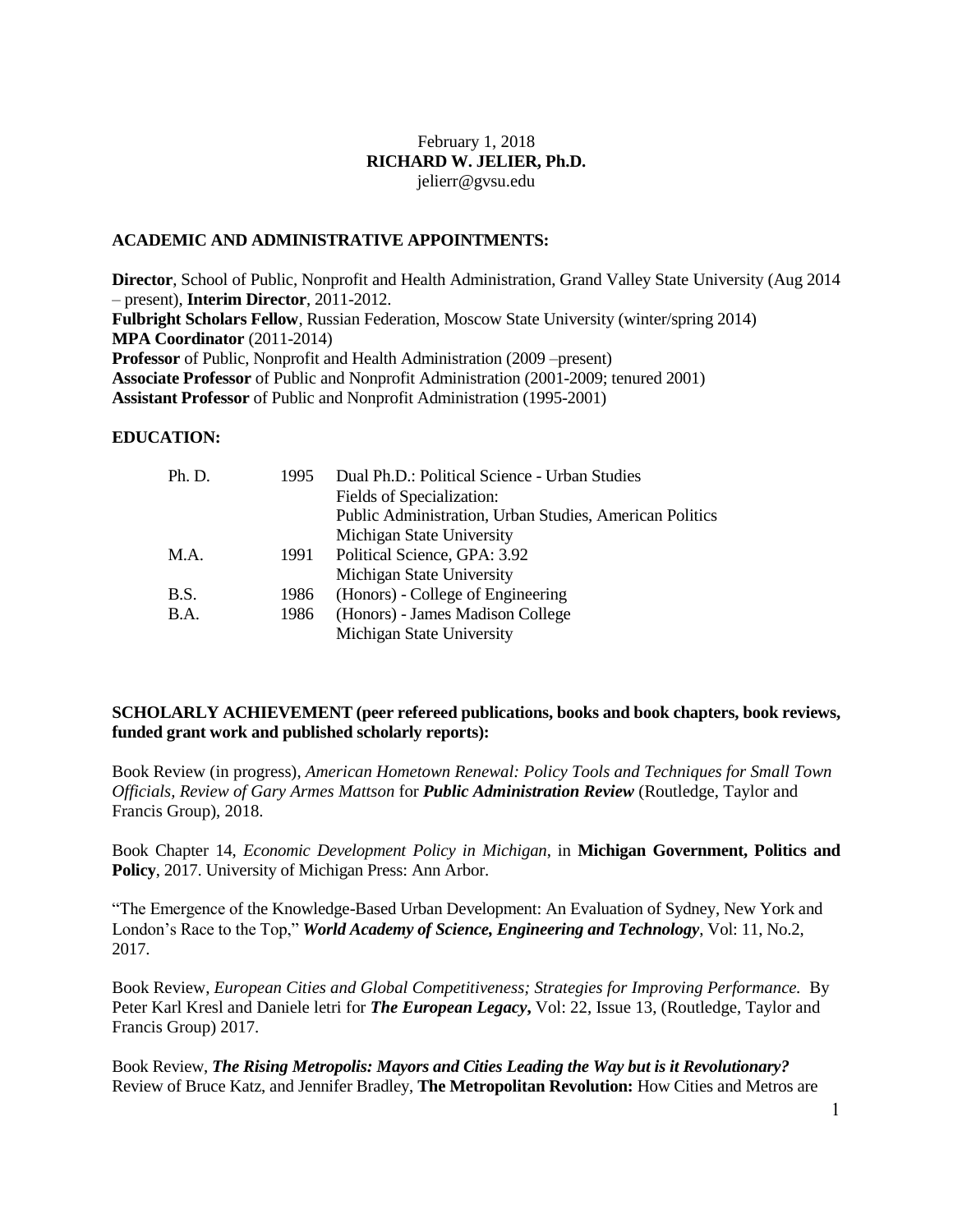February 1, 2018

**RICHARD W. JELIER, Ph.D.**

jelierr@gvsu.edu

## ACADEMIC AND ADMINISTRATIVE APPOINTMENTS:

**Director**, School of Public, Nonprofit and Health Administration, Grand Valley State University (Aug 2014 – present), **Interim Director**, 2011-2012.
**Fulbright Scholars Fellow**, Russian Federation, Moscow State University (winter/spring 2014)
**MPA Coordinator** (2011-2014)
**Professor** of Public, Nonprofit and Health Administration (2009 –present)
**Associate Professor** of Public and Nonprofit Administration (2001-2009; tenured 2001)
**Assistant Professor** of Public and Nonprofit Administration (1995-2001)

## EDUCATION:

| | | |
|---|---|---|
| Ph. D. | 1995 | Dual Ph.D.: Political Science - Urban Studies<br>Fields of Specialization:<br>Public Administration, Urban Studies, American Politics<br>Michigan State University |
| M.A. | 1991 | Political Science, GPA: 3.92<br>Michigan State University |
| B.S. | 1986 | (Honors) - College of Engineering |
| B.A. | 1986 | (Honors) - James Madison College<br>Michigan State University |

## SCHOLARLY ACHIEVEMENT (peer refereed publications, books and book chapters, book reviews, funded grant work and published scholarly reports):

Book Review (in progress), *American Hometown Renewal: Policy Tools and Techniques for Small Town Officials, Review of Gary Armes Mattson* for ***Public Administration Review*** (Routledge, Taylor and Francis Group), 2018.

Book Chapter 14, *Economic Development Policy in Michigan*, in **Michigan Government, Politics and Policy**, 2017. University of Michigan Press: Ann Arbor.

"The Emergence of the Knowledge-Based Urban Development: An Evaluation of Sydney, New York and London's Race to the Top," ***World Academy of Science, Engineering and Technology***, Vol: 11, No.2, 2017.

Book Review, *European Cities and Global Competitiveness; Strategies for Improving Performance.* By Peter Karl Kresl and Daniele letri for ***The European Legacy*,** Vol: 22, Issue 13, (Routledge, Taylor and Francis Group) 2017.

Book Review, ***The Rising Metropolis: Mayors and Cities Leading the Way but is it Revolutionary?*** Review of Bruce Katz, and Jennifer Bradley, **The Metropolitan Revolution:** How Cities and Metros are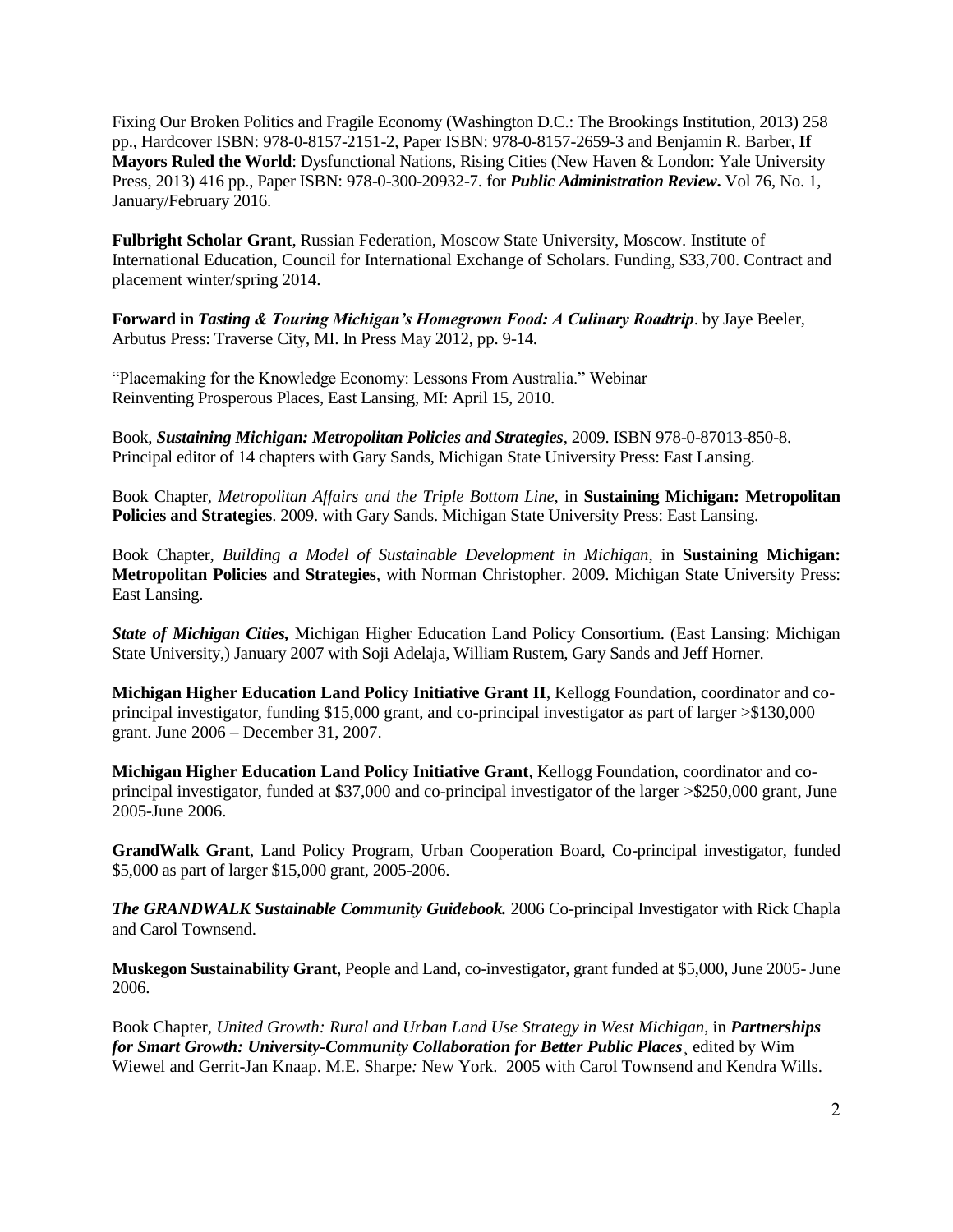Fixing Our Broken Politics and Fragile Economy (Washington D.C.: The Brookings Institution, 2013) 258 pp., Hardcover ISBN: 978-0-8157-2151-2, Paper ISBN: 978-0-8157-2659-3 and Benjamin R. Barber, **If Mayors Ruled the World**: Dysfunctional Nations, Rising Cities (New Haven & London: Yale University Press, 2013) 416 pp., Paper ISBN: 978-0-300-20932-7. for ***Public Administration Review*.** Vol 76, No. 1, January/February 2016.

**Fulbright Scholar Grant**, Russian Federation, Moscow State University, Moscow. Institute of International Education, Council for International Exchange of Scholars. Funding, $33,700. Contract and placement winter/spring 2014.

**Forward in *Tasting & Touring Michigan's Homegrown Food: A Culinary Roadtrip***. by Jaye Beeler, Arbutus Press: Traverse City, MI. In Press May 2012, pp. 9-14.

"Placemaking for the Knowledge Economy: Lessons From Australia." Webinar Reinventing Prosperous Places, East Lansing, MI: April 15, 2010.

Book, ***Sustaining Michigan: Metropolitan Policies and Strategies***, 2009. ISBN 978-0-87013-850-8. Principal editor of 14 chapters with Gary Sands, Michigan State University Press: East Lansing.

Book Chapter, *Metropolitan Affairs and the Triple Bottom Line*, in **Sustaining Michigan: Metropolitan Policies and Strategies**. 2009. with Gary Sands. Michigan State University Press: East Lansing.

Book Chapter, *Building a Model of Sustainable Development in Michigan*, in **Sustaining Michigan: Metropolitan Policies and Strategies**, with Norman Christopher. 2009. Michigan State University Press: East Lansing.

***State of Michigan Cities,*** Michigan Higher Education Land Policy Consortium. (East Lansing: Michigan State University,) January 2007 with Soji Adelaja, William Rustem, Gary Sands and Jeff Horner.

**Michigan Higher Education Land Policy Initiative Grant II**, Kellogg Foundation, coordinator and co-principal investigator, funding $15,000 grant, and co-principal investigator as part of larger >$130,000 grant. June 2006 – December 31, 2007.

**Michigan Higher Education Land Policy Initiative Grant**, Kellogg Foundation, coordinator and co-principal investigator, funded at $37,000 and co-principal investigator of the larger >$250,000 grant, June 2005-June 2006.

**GrandWalk Grant**, Land Policy Program, Urban Cooperation Board, Co-principal investigator, funded $5,000 as part of larger $15,000 grant, 2005-2006.

***The GRANDWALK Sustainable Community Guidebook.*** 2006 Co-principal Investigator with Rick Chapla and Carol Townsend.

**Muskegon Sustainability Grant**, People and Land, co-investigator, grant funded at $5,000, June 2005- June 2006.

Book Chapter, *United Growth: Rural and Urban Land Use Strategy in West Michigan*, in ***Partnerships for Smart Growth: University-Community Collaboration for Better Public Places*¸** edited by Wim Wiewel and Gerrit-Jan Knaap. M.E. Sharpe*:* New York. 2005 with Carol Townsend and Kendra Wills.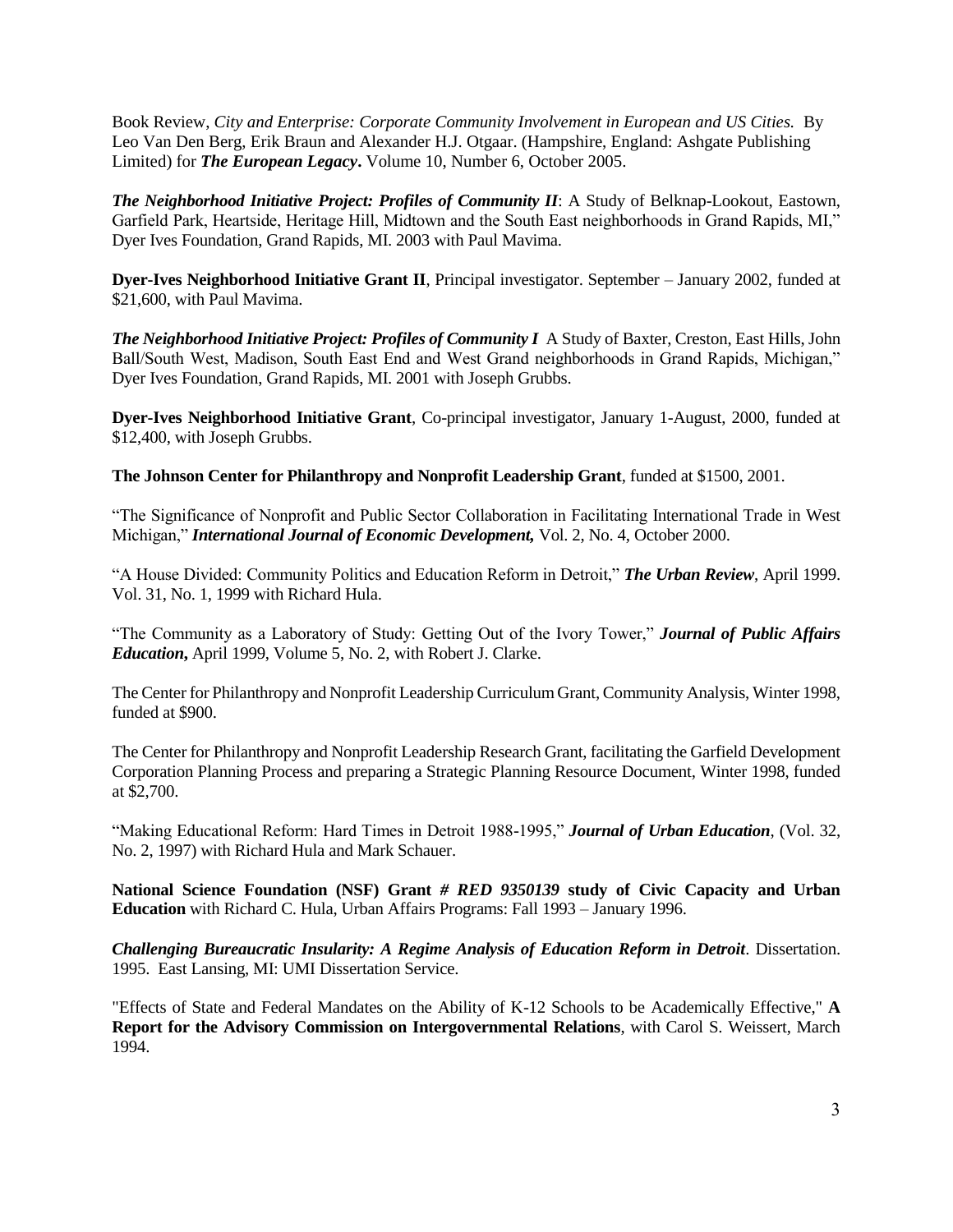Book Review, *City and Enterprise: Corporate Community Involvement in European and US Cities.* By Leo Van Den Berg, Erik Braun and Alexander H.J. Otgaar. (Hampshire, England: Ashgate Publishing Limited) for ***The European Legacy***. Volume 10, Number 6, October 2005.

***The Neighborhood Initiative Project: Profiles of Community II***: A Study of Belknap-Lookout, Eastown, Garfield Park, Heartside, Heritage Hill, Midtown and the South East neighborhoods in Grand Rapids, MI," Dyer Ives Foundation, Grand Rapids, MI. 2003 with Paul Mavima.

**Dyer-Ives Neighborhood Initiative Grant II**, Principal investigator. September – January 2002, funded at $21,600, with Paul Mavima.

***The Neighborhood Initiative Project: Profiles of Community I*** A Study of Baxter, Creston, East Hills, John Ball/South West, Madison, South East End and West Grand neighborhoods in Grand Rapids, Michigan," Dyer Ives Foundation, Grand Rapids, MI. 2001 with Joseph Grubbs.

**Dyer-Ives Neighborhood Initiative Grant**, Co-principal investigator, January 1-August, 2000, funded at $12,400, with Joseph Grubbs.

**The Johnson Center for Philanthropy and Nonprofit Leadership Grant**, funded at $1500, 2001.

"The Significance of Nonprofit and Public Sector Collaboration in Facilitating International Trade in West Michigan," ***International Journal of Economic Development,*** Vol. 2, No. 4, October 2000.

"A House Divided: Community Politics and Education Reform in Detroit," ***The Urban Review***, April 1999. Vol. 31, No. 1, 1999 with Richard Hula.

"The Community as a Laboratory of Study: Getting Out of the Ivory Tower," ***Journal of Public Affairs Education***, April 1999, Volume 5, No. 2, with Robert J. Clarke.

The Center for Philanthropy and Nonprofit Leadership Curriculum Grant, Community Analysis, Winter 1998, funded at $900.

The Center for Philanthropy and Nonprofit Leadership Research Grant, facilitating the Garfield Development Corporation Planning Process and preparing a Strategic Planning Resource Document, Winter 1998, funded at $2,700.

"Making Educational Reform: Hard Times in Detroit 1988-1995," ***Journal of Urban Education***, (Vol. 32, No. 2, 1997) with Richard Hula and Mark Schauer.

**National Science Foundation (NSF) Grant *# RED 9350139* study of Civic Capacity and Urban Education** with Richard C. Hula, Urban Affairs Programs: Fall 1993 – January 1996.

***Challenging Bureaucratic Insularity: A Regime Analysis of Education Reform in Detroit***. Dissertation. 1995. East Lansing, MI: UMI Dissertation Service.

"Effects of State and Federal Mandates on the Ability of K-12 Schools to be Academically Effective," **A Report for the Advisory Commission on Intergovernmental Relations**, with Carol S. Weissert, March 1994.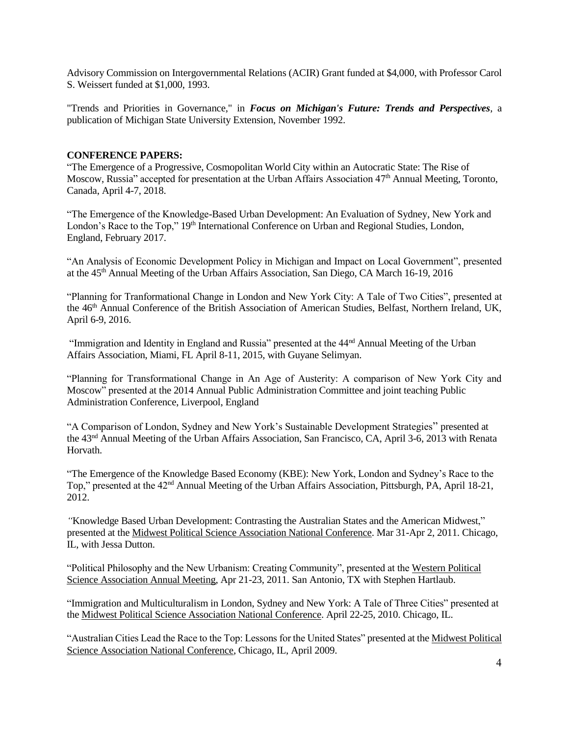Advisory Commission on Intergovernmental Relations (ACIR) Grant funded at $4,000, with Professor Carol S. Weissert funded at $1,000, 1993.

"Trends and Priorities in Governance," in ***Focus on Michigan's Future: Trends and Perspectives***, a publication of Michigan State University Extension, November 1992.

**CONFERENCE PAPERS:**

"The Emergence of a Progressive, Cosmopolitan World City within an Autocratic State: The Rise of Moscow, Russia" accepted for presentation at the Urban Affairs Association 47th Annual Meeting, Toronto, Canada, April 4-7, 2018.

"The Emergence of the Knowledge-Based Urban Development: An Evaluation of Sydney, New York and London's Race to the Top," 19th International Conference on Urban and Regional Studies, London, England, February 2017.

"An Analysis of Economic Development Policy in Michigan and Impact on Local Government", presented at the 45th Annual Meeting of the Urban Affairs Association, San Diego, CA March 16-19, 2016

"Planning for Tranformational Change in London and New York City: A Tale of Two Cities", presented at the 46th Annual Conference of the British Association of American Studies, Belfast, Northern Ireland, UK, April 6-9, 2016.

"Immigration and Identity in England and Russia" presented at the 44nd Annual Meeting of the Urban Affairs Association, Miami, FL April 8-11, 2015, with Guyane Selimyan.

"Planning for Transformational Change in An Age of Austerity: A comparison of New York City and Moscow" presented at the 2014 Annual Public Administration Committee and joint teaching Public Administration Conference, Liverpool, England

"A Comparison of London, Sydney and New York's Sustainable Development Strategies" presented at the 43nd Annual Meeting of the Urban Affairs Association, San Francisco, CA, April 3-6, 2013 with Renata Horvath.

"The Emergence of the Knowledge Based Economy (KBE): New York, London and Sydney's Race to the Top," presented at the 42nd Annual Meeting of the Urban Affairs Association, Pittsburgh, PA, April 18-21, 2012.

"Knowledge Based Urban Development: Contrasting the Australian States and the American Midwest," presented at the Midwest Political Science Association National Conference. Mar 31-Apr 2, 2011. Chicago, IL, with Jessa Dutton.

"Political Philosophy and the New Urbanism: Creating Community", presented at the Western Political Science Association Annual Meeting, Apr 21-23, 2011. San Antonio, TX with Stephen Hartlaub.

"Immigration and Multiculturalism in London, Sydney and New York: A Tale of Three Cities" presented at the Midwest Political Science Association National Conference. April 22-25, 2010. Chicago, IL.

"Australian Cities Lead the Race to the Top: Lessons for the United States" presented at the Midwest Political Science Association National Conference, Chicago, IL, April 2009.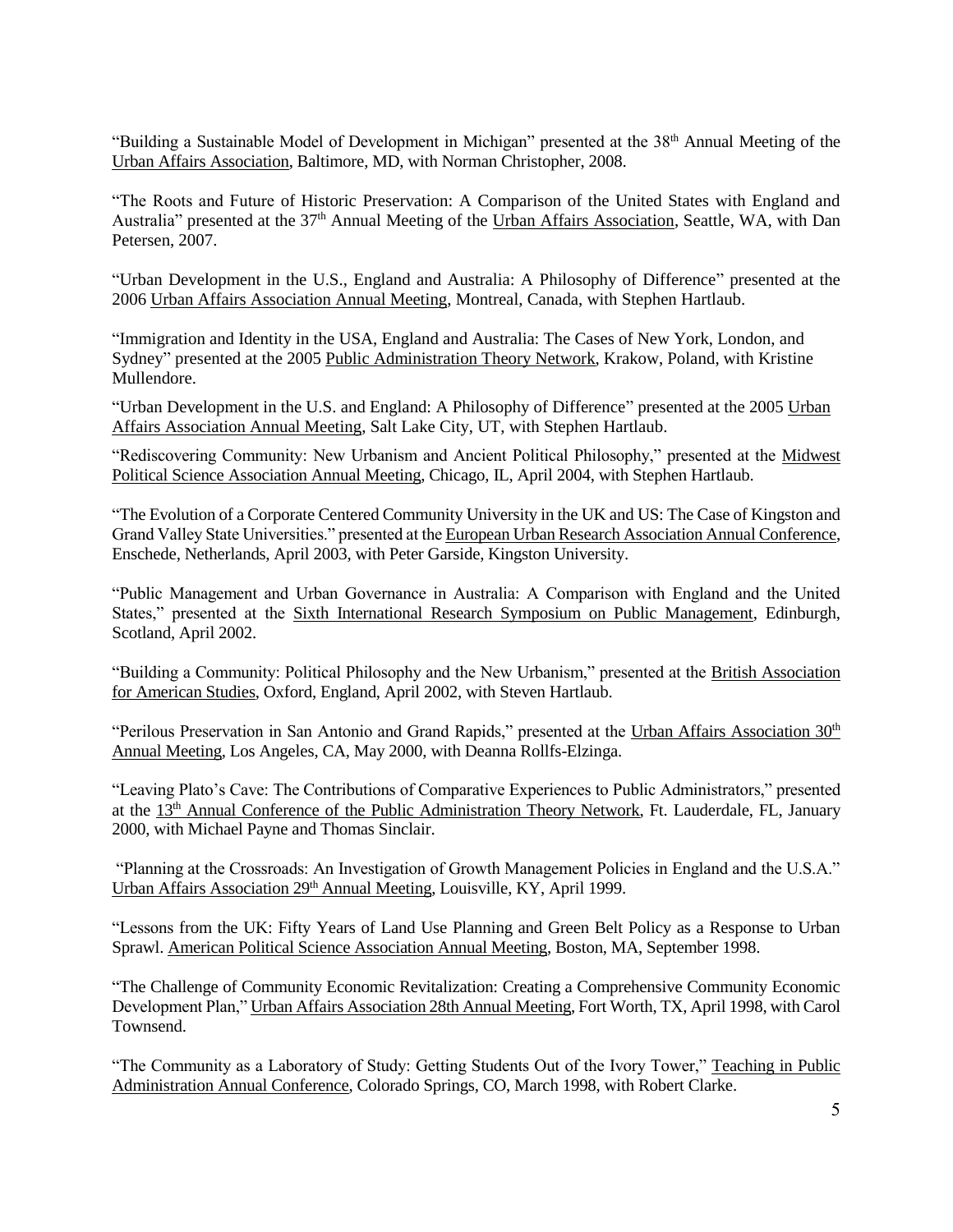"Building a Sustainable Model of Development in Michigan" presented at the 38th Annual Meeting of the Urban Affairs Association, Baltimore, MD, with Norman Christopher, 2008.

"The Roots and Future of Historic Preservation: A Comparison of the United States with England and Australia" presented at the 37th Annual Meeting of the Urban Affairs Association, Seattle, WA, with Dan Petersen, 2007.

"Urban Development in the U.S., England and Australia: A Philosophy of Difference" presented at the 2006 Urban Affairs Association Annual Meeting, Montreal, Canada, with Stephen Hartlaub.

"Immigration and Identity in the USA, England and Australia: The Cases of New York, London, and Sydney" presented at the 2005 Public Administration Theory Network, Krakow, Poland, with Kristine Mullendore.

"Urban Development in the U.S. and England: A Philosophy of Difference" presented at the 2005 Urban Affairs Association Annual Meeting, Salt Lake City, UT, with Stephen Hartlaub.

"Rediscovering Community: New Urbanism and Ancient Political Philosophy," presented at the Midwest Political Science Association Annual Meeting, Chicago, IL, April 2004, with Stephen Hartlaub.

"The Evolution of a Corporate Centered Community University in the UK and US: The Case of Kingston and Grand Valley State Universities." presented at the European Urban Research Association Annual Conference, Enschede, Netherlands, April 2003, with Peter Garside, Kingston University.

"Public Management and Urban Governance in Australia: A Comparison with England and the United States," presented at the Sixth International Research Symposium on Public Management, Edinburgh, Scotland, April 2002.

"Building a Community: Political Philosophy and the New Urbanism," presented at the British Association for American Studies, Oxford, England, April 2002, with Steven Hartlaub.

"Perilous Preservation in San Antonio and Grand Rapids," presented at the Urban Affairs Association 30th Annual Meeting, Los Angeles, CA, May 2000, with Deanna Rollfs-Elzinga.

"Leaving Plato's Cave: The Contributions of Comparative Experiences to Public Administrators," presented at the 13th Annual Conference of the Public Administration Theory Network, Ft. Lauderdale, FL, January 2000, with Michael Payne and Thomas Sinclair.

"Planning at the Crossroads: An Investigation of Growth Management Policies in England and the U.S.A." Urban Affairs Association 29th Annual Meeting, Louisville, KY, April 1999.

"Lessons from the UK: Fifty Years of Land Use Planning and Green Belt Policy as a Response to Urban Sprawl. American Political Science Association Annual Meeting, Boston, MA, September 1998.

"The Challenge of Community Economic Revitalization: Creating a Comprehensive Community Economic Development Plan," Urban Affairs Association 28th Annual Meeting, Fort Worth, TX, April 1998, with Carol Townsend.

"The Community as a Laboratory of Study: Getting Students Out of the Ivory Tower," Teaching in Public Administration Annual Conference, Colorado Springs, CO, March 1998, with Robert Clarke.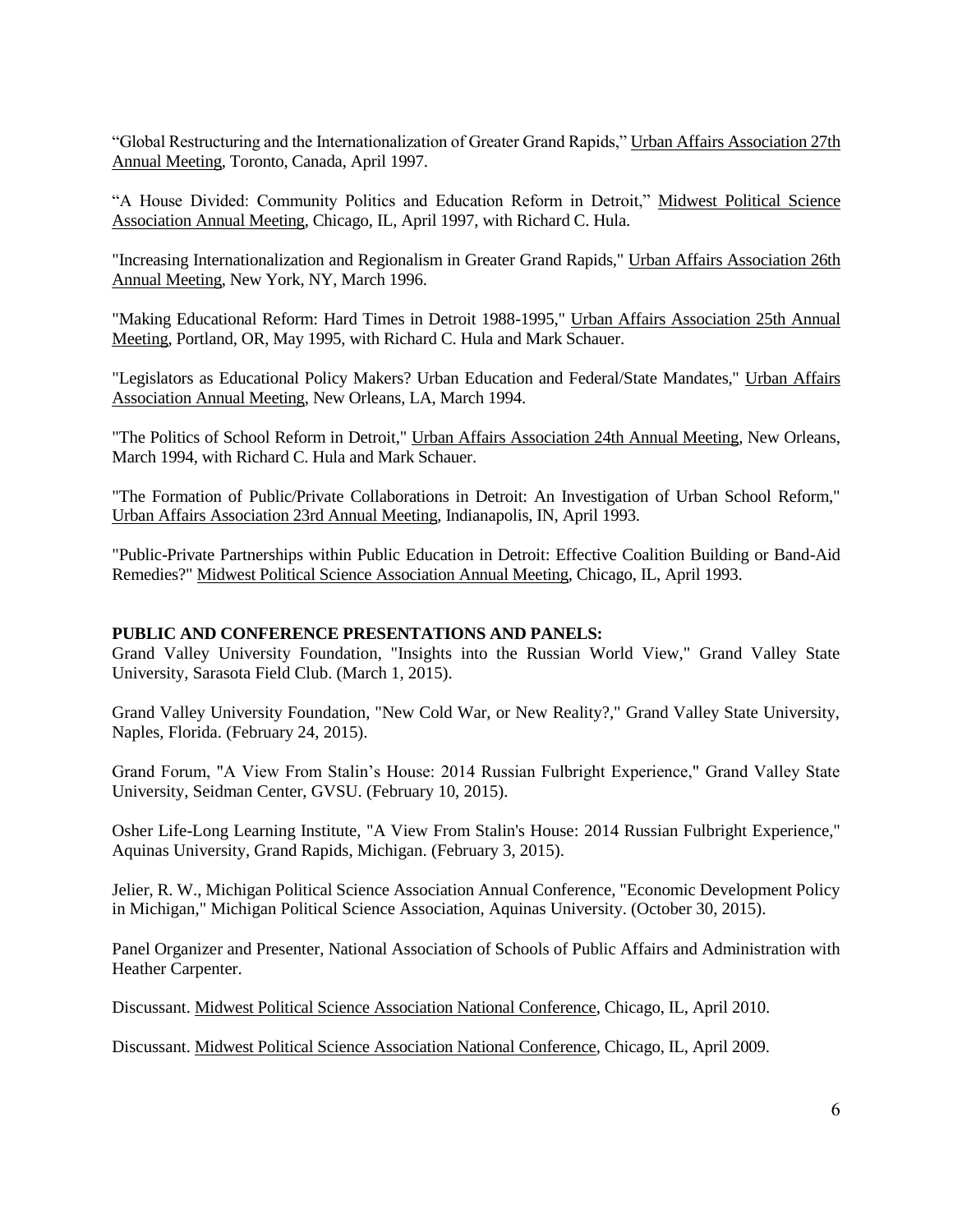"Global Restructuring and the Internationalization of Greater Grand Rapids," Urban Affairs Association 27th Annual Meeting, Toronto, Canada, April 1997.

"A House Divided: Community Politics and Education Reform in Detroit," Midwest Political Science Association Annual Meeting, Chicago, IL, April 1997, with Richard C. Hula.

"Increasing Internationalization and Regionalism in Greater Grand Rapids," Urban Affairs Association 26th Annual Meeting, New York, NY, March 1996.

"Making Educational Reform: Hard Times in Detroit 1988-1995," Urban Affairs Association 25th Annual Meeting, Portland, OR, May 1995, with Richard C. Hula and Mark Schauer.

"Legislators as Educational Policy Makers? Urban Education and Federal/State Mandates," Urban Affairs Association Annual Meeting, New Orleans, LA, March 1994.

"The Politics of School Reform in Detroit," Urban Affairs Association 24th Annual Meeting, New Orleans, March 1994, with Richard C. Hula and Mark Schauer.

"The Formation of Public/Private Collaborations in Detroit: An Investigation of Urban School Reform," Urban Affairs Association 23rd Annual Meeting, Indianapolis, IN, April 1993.

"Public-Private Partnerships within Public Education in Detroit: Effective Coalition Building or Band-Aid Remedies?" Midwest Political Science Association Annual Meeting, Chicago, IL, April 1993.

**PUBLIC AND CONFERENCE PRESENTATIONS AND PANELS:**

Grand Valley University Foundation, "Insights into the Russian World View," Grand Valley State University, Sarasota Field Club. (March 1, 2015).

Grand Valley University Foundation, "New Cold War, or New Reality?," Grand Valley State University, Naples, Florida. (February 24, 2015).

Grand Forum, "A View From Stalin's House: 2014 Russian Fulbright Experience," Grand Valley State University, Seidman Center, GVSU. (February 10, 2015).

Osher Life-Long Learning Institute, "A View From Stalin's House: 2014 Russian Fulbright Experience," Aquinas University, Grand Rapids, Michigan. (February 3, 2015).

Jelier, R. W., Michigan Political Science Association Annual Conference, "Economic Development Policy in Michigan," Michigan Political Science Association, Aquinas University. (October 30, 2015).

Panel Organizer and Presenter, National Association of Schools of Public Affairs and Administration with Heather Carpenter.

Discussant. Midwest Political Science Association National Conference, Chicago, IL, April 2010.

Discussant. Midwest Political Science Association National Conference, Chicago, IL, April 2009.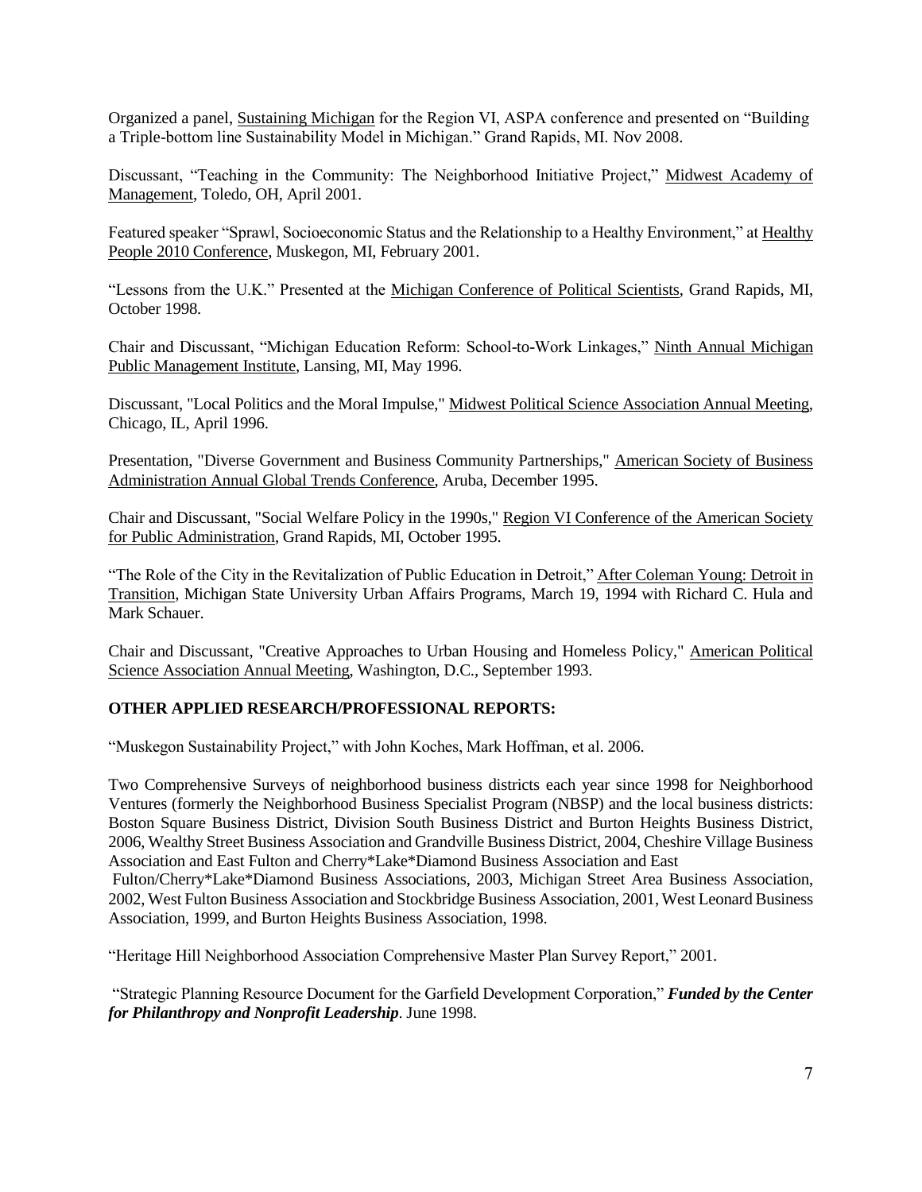Organized a panel, Sustaining Michigan for the Region VI, ASPA conference and presented on "Building a Triple-bottom line Sustainability Model in Michigan." Grand Rapids, MI. Nov 2008.

Discussant, "Teaching in the Community: The Neighborhood Initiative Project," Midwest Academy of Management, Toledo, OH, April 2001.

Featured speaker "Sprawl, Socioeconomic Status and the Relationship to a Healthy Environment," at Healthy People 2010 Conference, Muskegon, MI, February 2001.

"Lessons from the U.K." Presented at the Michigan Conference of Political Scientists, Grand Rapids, MI, October 1998.

Chair and Discussant, "Michigan Education Reform: School-to-Work Linkages," Ninth Annual Michigan Public Management Institute, Lansing, MI, May 1996.

Discussant, "Local Politics and the Moral Impulse," Midwest Political Science Association Annual Meeting, Chicago, IL, April 1996.

Presentation, "Diverse Government and Business Community Partnerships," American Society of Business Administration Annual Global Trends Conference, Aruba, December 1995.

Chair and Discussant, "Social Welfare Policy in the 1990s," Region VI Conference of the American Society for Public Administration, Grand Rapids, MI, October 1995.

"The Role of the City in the Revitalization of Public Education in Detroit," After Coleman Young: Detroit in Transition, Michigan State University Urban Affairs Programs, March 19, 1994 with Richard C. Hula and Mark Schauer.

Chair and Discussant, "Creative Approaches to Urban Housing and Homeless Policy," American Political Science Association Annual Meeting, Washington, D.C., September 1993.

**OTHER APPLIED RESEARCH/PROFESSIONAL REPORTS:**

"Muskegon Sustainability Project," with John Koches, Mark Hoffman, et al. 2006.

Two Comprehensive Surveys of neighborhood business districts each year since 1998 for Neighborhood Ventures (formerly the Neighborhood Business Specialist Program (NBSP) and the local business districts: Boston Square Business District, Division South Business District and Burton Heights Business District, 2006, Wealthy Street Business Association and Grandville Business District, 2004, Cheshire Village Business Association and East Fulton and Cherry*Lake*Diamond Business Association and East Fulton/Cherry*Lake*Diamond Business Associations, 2003, Michigan Street Area Business Association, 2002, West Fulton Business Association and Stockbridge Business Association, 2001, West Leonard Business Association, 1999, and Burton Heights Business Association, 1998.

"Heritage Hill Neighborhood Association Comprehensive Master Plan Survey Report," 2001.

"Strategic Planning Resource Document for the Garfield Development Corporation," ***Funded by the Center for Philanthropy and Nonprofit Leadership***. June 1998.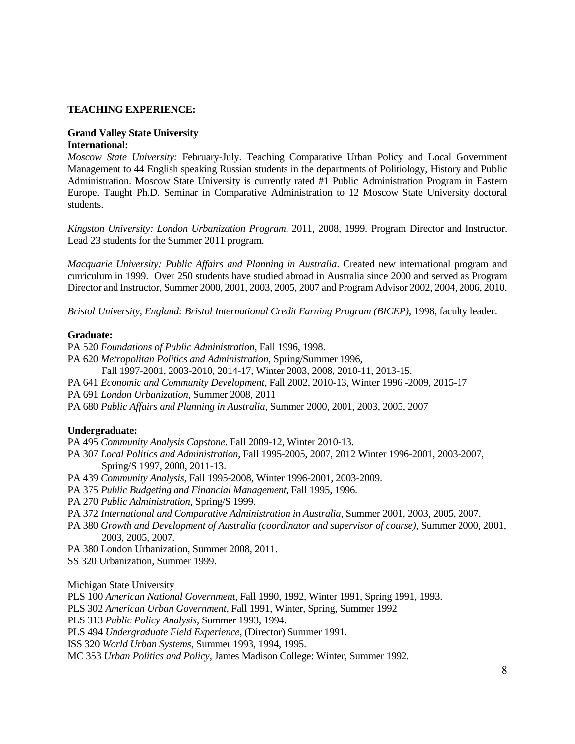## TEACHING EXPERIENCE:

### Grand Valley State University

**International:**

*Moscow State University:* February-July. Teaching Comparative Urban Policy and Local Government Management to 44 English speaking Russian students in the departments of Politiology, History and Public Administration. Moscow State University is currently rated #1 Public Administration Program in Eastern Europe. Taught Ph.D. Seminar in Comparative Administration to 12 Moscow State University doctoral students.

*Kingston University: London Urbanization Program*, 2011, 2008, 1999. Program Director and Instructor. Lead 23 students for the Summer 2011 program.

*Macquarie University: Public Affairs and Planning in Australia*. Created new international program and curriculum in 1999. Over 250 students have studied abroad in Australia since 2000 and served as Program Director and Instructor, Summer 2000, 2001, 2003, 2005, 2007 and Program Advisor 2002, 2004, 2006, 2010.

*Bristol University, England: Bristol International Credit Earning Program (BICEP)*, 1998, faculty leader.

**Graduate:**

PA 520 *Foundations of Public Administration*, Fall 1996, 1998.
PA 620 *Metropolitan Politics and Administration*, Spring/Summer 1996,
 Fall 1997-2001, 2003-2010, 2014-17, Winter 2003, 2008, 2010-11, 2013-15.
PA 641 *Economic and Community Development*, Fall 2002, 2010-13, Winter 1996 -2009, 2015-17
PA 691 *London Urbanization*, Summer 2008, 2011
PA 680 *Public Affairs and Planning in Australia*, Summer 2000, 2001, 2003, 2005, 2007

**Undergraduate:**

PA 495 *Community Analysis Capstone*. Fall 2009-12, Winter 2010-13.
PA 307 *Local Politics and Administration*, Fall 1995-2005, 2007, 2012 Winter 1996-2001, 2003-2007,
 Spring/S 1997, 2000, 2011-13.
PA 439 *Community Analysis*, Fall 1995-2008, Winter 1996-2001, 2003-2009.
PA 375 *Public Budgeting and Financial Management*, Fall 1995, 1996.
PA 270 *Public Administration*, Spring/S 1999.
PA 372 *International and Comparative Administration in Australia*, Summer 2001, 2003, 2005, 2007.
PA 380 *Growth and Development of Australia (coordinator and supervisor of course)*, Summer 2000, 2001,
 2003, 2005, 2007.
PA 380 London Urbanization, Summer 2008, 2011.
SS 320 Urbanization, Summer 1999.

Michigan State University

PLS 100 *American National Government*, Fall 1990, 1992, Winter 1991, Spring 1991, 1993.
PLS 302 *American Urban Government*, Fall 1991, Winter, Spring, Summer 1992
PLS 313 *Public Policy Analysis*, Summer 1993, 1994.
PLS 494 *Undergraduate Field Experience*, (Director) Summer 1991.
ISS 320 *World Urban Systems*, Summer 1993, 1994, 1995.
MC 353 *Urban Politics and Policy*, James Madison College: Winter, Summer 1992.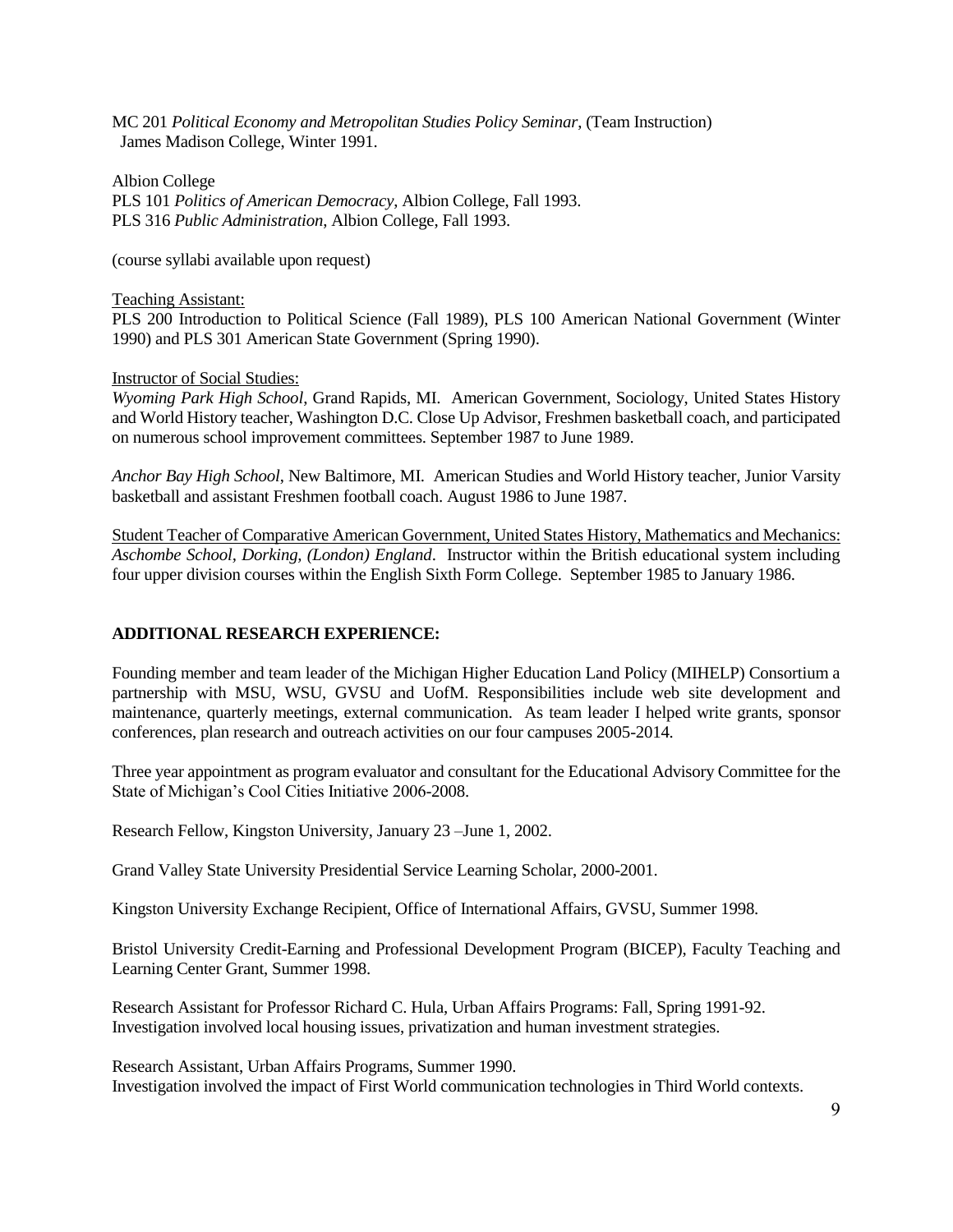MC 201 *Political Economy and Metropolitan Studies Policy Seminar*, (Team Instruction)
James Madison College, Winter 1991.

Albion College
PLS 101 *Politics of American Democracy*, Albion College, Fall 1993.
PLS 316 *Public Administration*, Albion College, Fall 1993.

(course syllabi available upon request)

Teaching Assistant:
PLS 200 Introduction to Political Science (Fall 1989), PLS 100 American National Government (Winter 1990) and PLS 301 American State Government (Spring 1990).

Instructor of Social Studies:
*Wyoming Park High School*, Grand Rapids, MI. American Government, Sociology, United States History and World History teacher, Washington D.C. Close Up Advisor, Freshmen basketball coach, and participated on numerous school improvement committees. September 1987 to June 1989.

*Anchor Bay High School*, New Baltimore, MI. American Studies and World History teacher, Junior Varsity basketball and assistant Freshmen football coach. August 1986 to June 1987.

Student Teacher of Comparative American Government, United States History, Mathematics and Mechanics:
*Aschombe School, Dorking, (London) England*. Instructor within the British educational system including four upper division courses within the English Sixth Form College. September 1985 to January 1986.

## ADDITIONAL RESEARCH EXPERIENCE:

Founding member and team leader of the Michigan Higher Education Land Policy (MIHELP) Consortium a partnership with MSU, WSU, GVSU and UofM. Responsibilities include web site development and maintenance, quarterly meetings, external communication. As team leader I helped write grants, sponsor conferences, plan research and outreach activities on our four campuses 2005-2014.

Three year appointment as program evaluator and consultant for the Educational Advisory Committee for the State of Michigan's Cool Cities Initiative 2006-2008.

Research Fellow, Kingston University, January 23 –June 1, 2002.

Grand Valley State University Presidential Service Learning Scholar, 2000-2001.

Kingston University Exchange Recipient, Office of International Affairs, GVSU, Summer 1998.

Bristol University Credit-Earning and Professional Development Program (BICEP), Faculty Teaching and Learning Center Grant, Summer 1998.

Research Assistant for Professor Richard C. Hula, Urban Affairs Programs: Fall, Spring 1991-92.
Investigation involved local housing issues, privatization and human investment strategies.

Research Assistant, Urban Affairs Programs, Summer 1990.
Investigation involved the impact of First World communication technologies in Third World contexts.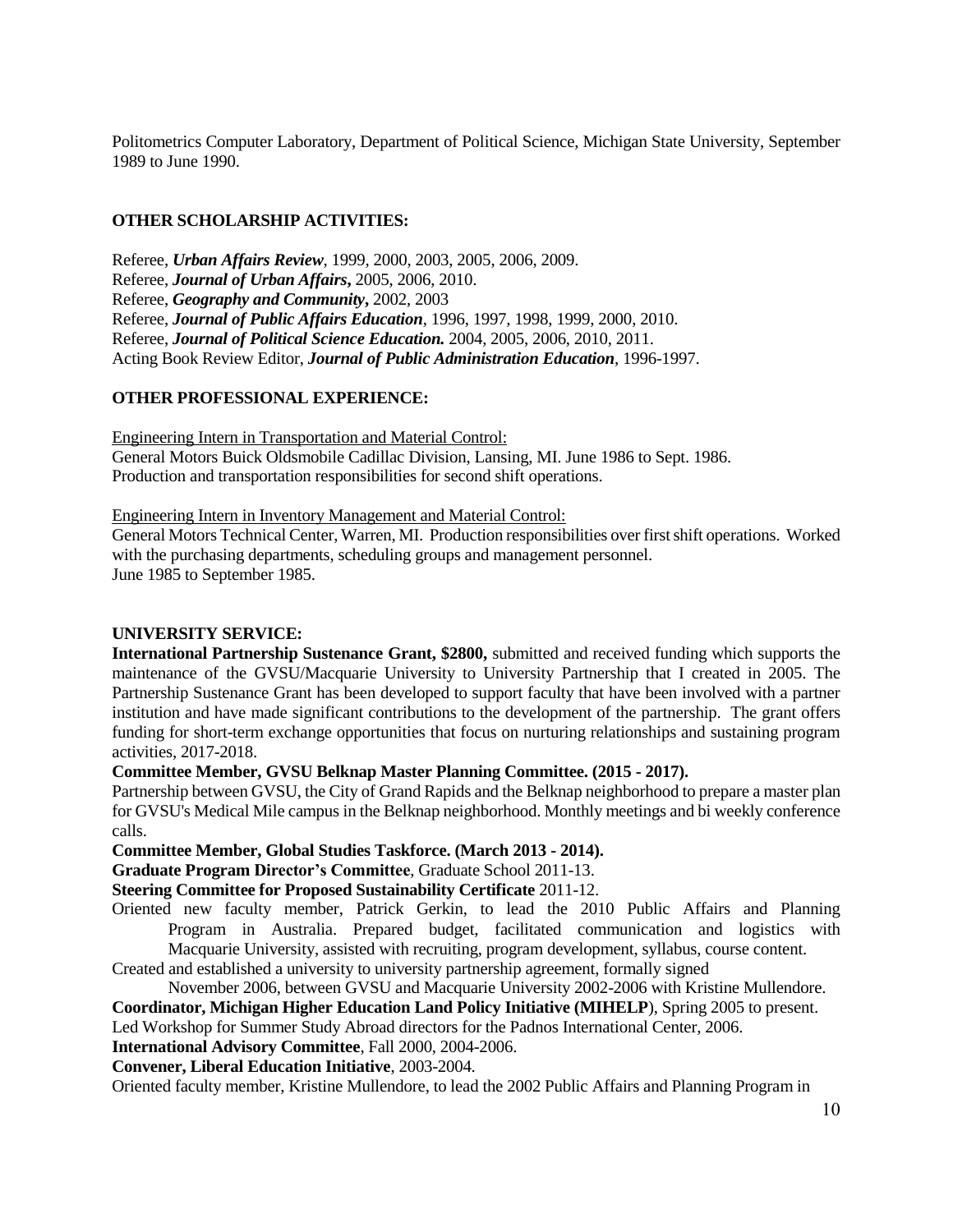Politometrics Computer Laboratory, Department of Political Science, Michigan State University, September 1989 to June 1990.

## OTHER SCHOLARSHIP ACTIVITIES:

Referee, ***Urban Affairs Review***, 1999, 2000, 2003, 2005, 2006, 2009.
Referee, ***Journal of Urban Affairs*****,** 2005, 2006, 2010.
Referee, ***Geography and Community*****,** 2002, 2003
Referee, ***Journal of Public Affairs Education***, 1996, 1997, 1998, 1999, 2000, 2010.
Referee, ***Journal of Political Science Education.*** 2004, 2005, 2006, 2010, 2011.
Acting Book Review Editor, ***Journal of Public Administration Education***, 1996-1997.

## OTHER PROFESSIONAL EXPERIENCE:

Engineering Intern in Transportation and Material Control:
General Motors Buick Oldsmobile Cadillac Division, Lansing, MI. June 1986 to Sept. 1986.
Production and transportation responsibilities for second shift operations.

Engineering Intern in Inventory Management and Material Control:
General Motors Technical Center, Warren, MI. Production responsibilities over first shift operations. Worked with the purchasing departments, scheduling groups and management personnel.
June 1985 to September 1985.

## UNIVERSITY SERVICE:

**International Partnership Sustenance Grant, $2800,** submitted and received funding which supports the maintenance of the GVSU/Macquarie University to University Partnership that I created in 2005. The Partnership Sustenance Grant has been developed to support faculty that have been involved with a partner institution and have made significant contributions to the development of the partnership. The grant offers funding for short-term exchange opportunities that focus on nurturing relationships and sustaining program activities, 2017-2018.

**Committee Member, GVSU Belknap Master Planning Committee. (2015 - 2017).**
Partnership between GVSU, the City of Grand Rapids and the Belknap neighborhood to prepare a master plan for GVSU's Medical Mile campus in the Belknap neighborhood. Monthly meetings and bi weekly conference calls.

**Committee Member, Global Studies Taskforce. (March 2013 - 2014).**

**Graduate Program Director's Committee**, Graduate School 2011-13.

**Steering Committee for Proposed Sustainability Certificate** 2011-12.

Oriented new faculty member, Patrick Gerkin, to lead the 2010 Public Affairs and Planning Program in Australia. Prepared budget, facilitated communication and logistics with Macquarie University, assisted with recruiting, program development, syllabus, course content.

Created and established a university to university partnership agreement, formally signed November 2006, between GVSU and Macquarie University 2002-2006 with Kristine Mullendore.

**Coordinator, Michigan Higher Education Land Policy Initiative (MIHELP**), Spring 2005 to present.

Led Workshop for Summer Study Abroad directors for the Padnos International Center, 2006.

**International Advisory Committee**, Fall 2000, 2004-2006.

**Convener, Liberal Education Initiative**, 2003-2004.

Oriented faculty member, Kristine Mullendore, to lead the 2002 Public Affairs and Planning Program in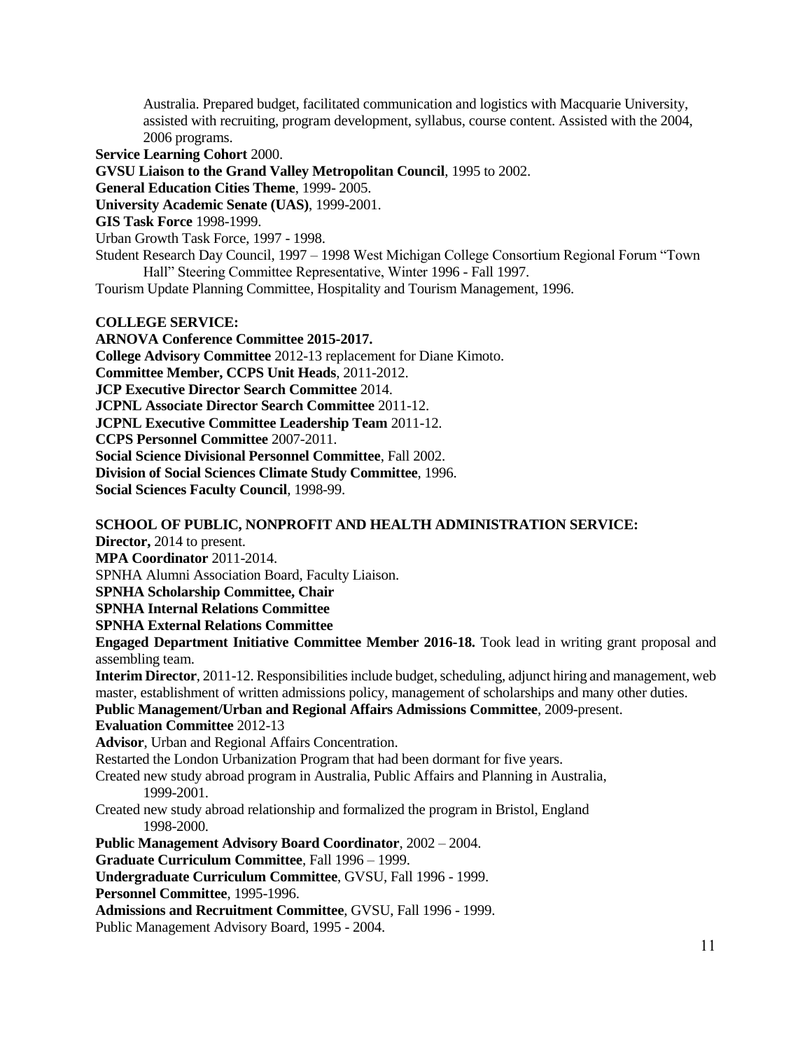Australia. Prepared budget, facilitated communication and logistics with Macquarie University, assisted with recruiting, program development, syllabus, course content. Assisted with the 2004, 2006 programs.

**Service Learning Cohort** 2000.

**GVSU Liaison to the Grand Valley Metropolitan Council**, 1995 to 2002.

**General Education Cities Theme**, 1999- 2005.

**University Academic Senate (UAS)**, 1999-2001.

**GIS Task Force** 1998-1999.

Urban Growth Task Force, 1997 - 1998.

Student Research Day Council, 1997 – 1998 West Michigan College Consortium Regional Forum "Town Hall" Steering Committee Representative, Winter 1996 - Fall 1997.

Tourism Update Planning Committee, Hospitality and Tourism Management, 1996.

**COLLEGE SERVICE:**

**ARNOVA Conference Committee 2015-2017.**

**College Advisory Committee** 2012-13 replacement for Diane Kimoto.

**Committee Member, CCPS Unit Heads**, 2011-2012.

**JCP Executive Director Search Committee** 2014.

**JCPNL Associate Director Search Committee** 2011-12.

**JCPNL Executive Committee Leadership Team** 2011-12.

**CCPS Personnel Committee** 2007-2011.

**Social Science Divisional Personnel Committee**, Fall 2002.

**Division of Social Sciences Climate Study Committee**, 1996.

**Social Sciences Faculty Council**, 1998-99.

**SCHOOL OF PUBLIC, NONPROFIT AND HEALTH ADMINISTRATION SERVICE:**

**Director,** 2014 to present.

**MPA Coordinator** 2011-2014.

SPNHA Alumni Association Board, Faculty Liaison.

**SPNHA Scholarship Committee, Chair**

**SPNHA Internal Relations Committee**

**SPNHA External Relations Committee**

**Engaged Department Initiative Committee Member 2016-18.** Took lead in writing grant proposal and assembling team.

**Interim Director**, 2011-12. Responsibilities include budget, scheduling, adjunct hiring and management, web master, establishment of written admissions policy, management of scholarships and many other duties.

**Public Management/Urban and Regional Affairs Admissions Committee**, 2009-present.

**Evaluation Committee** 2012-13

**Advisor**, Urban and Regional Affairs Concentration.

Restarted the London Urbanization Program that had been dormant for five years.

Created new study abroad program in Australia, Public Affairs and Planning in Australia, 1999-2001.

Created new study abroad relationship and formalized the program in Bristol, England 1998-2000.

**Public Management Advisory Board Coordinator**, 2002 – 2004.

**Graduate Curriculum Committee**, Fall 1996 – 1999.

**Undergraduate Curriculum Committee**, GVSU, Fall 1996 - 1999.

**Personnel Committee**, 1995-1996.

**Admissions and Recruitment Committee**, GVSU, Fall 1996 - 1999.

Public Management Advisory Board, 1995 - 2004.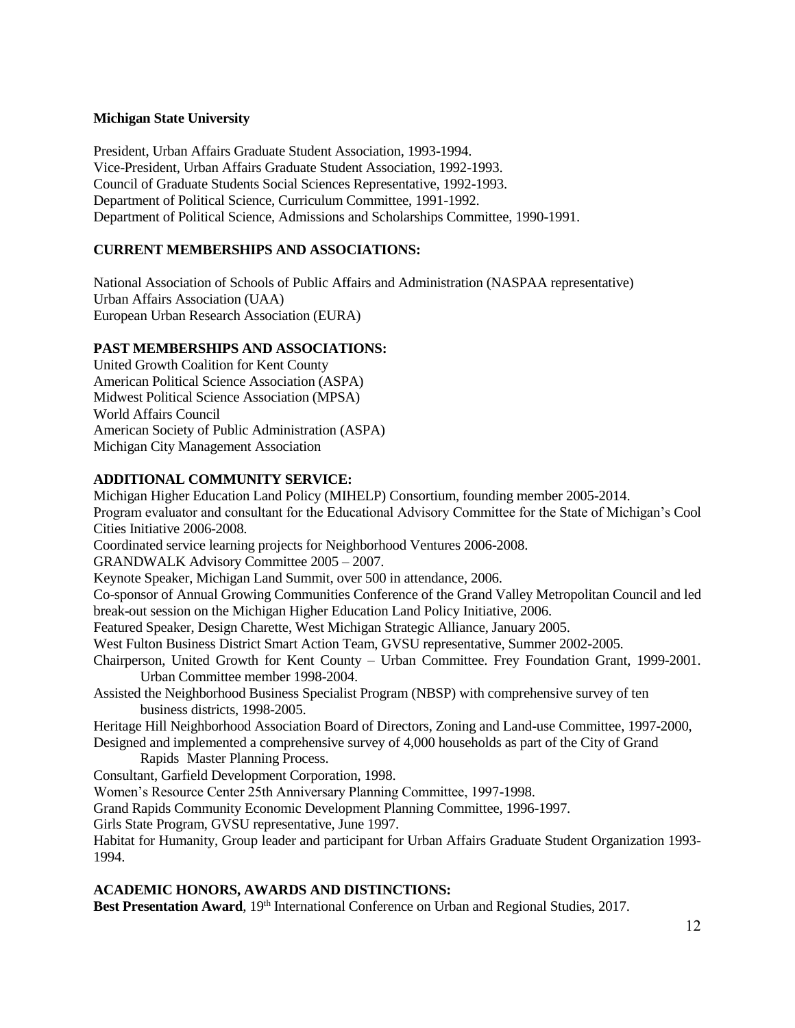**Michigan State University**

President, Urban Affairs Graduate Student Association, 1993-1994.
Vice-President, Urban Affairs Graduate Student Association, 1992-1993.
Council of Graduate Students Social Sciences Representative, 1992-1993.
Department of Political Science, Curriculum Committee, 1991-1992.
Department of Political Science, Admissions and Scholarships Committee, 1990-1991.

## CURRENT MEMBERSHIPS AND ASSOCIATIONS:

National Association of Schools of Public Affairs and Administration (NASPAA representative)
Urban Affairs Association (UAA)
European Urban Research Association (EURA)

## PAST MEMBERSHIPS AND ASSOCIATIONS:

United Growth Coalition for Kent County
American Political Science Association (ASPA)
Midwest Political Science Association (MPSA)
World Affairs Council
American Society of Public Administration (ASPA)
Michigan City Management Association

## ADDITIONAL COMMUNITY SERVICE:

Michigan Higher Education Land Policy (MIHELP) Consortium, founding member 2005-2014.
Program evaluator and consultant for the Educational Advisory Committee for the State of Michigan's Cool Cities Initiative 2006-2008.
Coordinated service learning projects for Neighborhood Ventures 2006-2008.
GRANDWALK Advisory Committee 2005 – 2007.
Keynote Speaker, Michigan Land Summit, over 500 in attendance, 2006.
Co-sponsor of Annual Growing Communities Conference of the Grand Valley Metropolitan Council and led break-out session on the Michigan Higher Education Land Policy Initiative, 2006.
Featured Speaker, Design Charette, West Michigan Strategic Alliance, January 2005.
West Fulton Business District Smart Action Team, GVSU representative, Summer 2002-2005.
Chairperson, United Growth for Kent County – Urban Committee. Frey Foundation Grant, 1999-2001. Urban Committee member 1998-2004.
Assisted the Neighborhood Business Specialist Program (NBSP) with comprehensive survey of ten business districts, 1998-2005.
Heritage Hill Neighborhood Association Board of Directors, Zoning and Land-use Committee, 1997-2000,
Designed and implemented a comprehensive survey of 4,000 households as part of the City of Grand Rapids Master Planning Process.
Consultant, Garfield Development Corporation, 1998.
Women's Resource Center 25th Anniversary Planning Committee, 1997-1998.
Grand Rapids Community Economic Development Planning Committee, 1996-1997.
Girls State Program, GVSU representative, June 1997.
Habitat for Humanity, Group leader and participant for Urban Affairs Graduate Student Organization 1993-1994.

## ACADEMIC HONORS, AWARDS AND DISTINCTIONS:

**Best Presentation Award**, 19th International Conference on Urban and Regional Studies, 2017.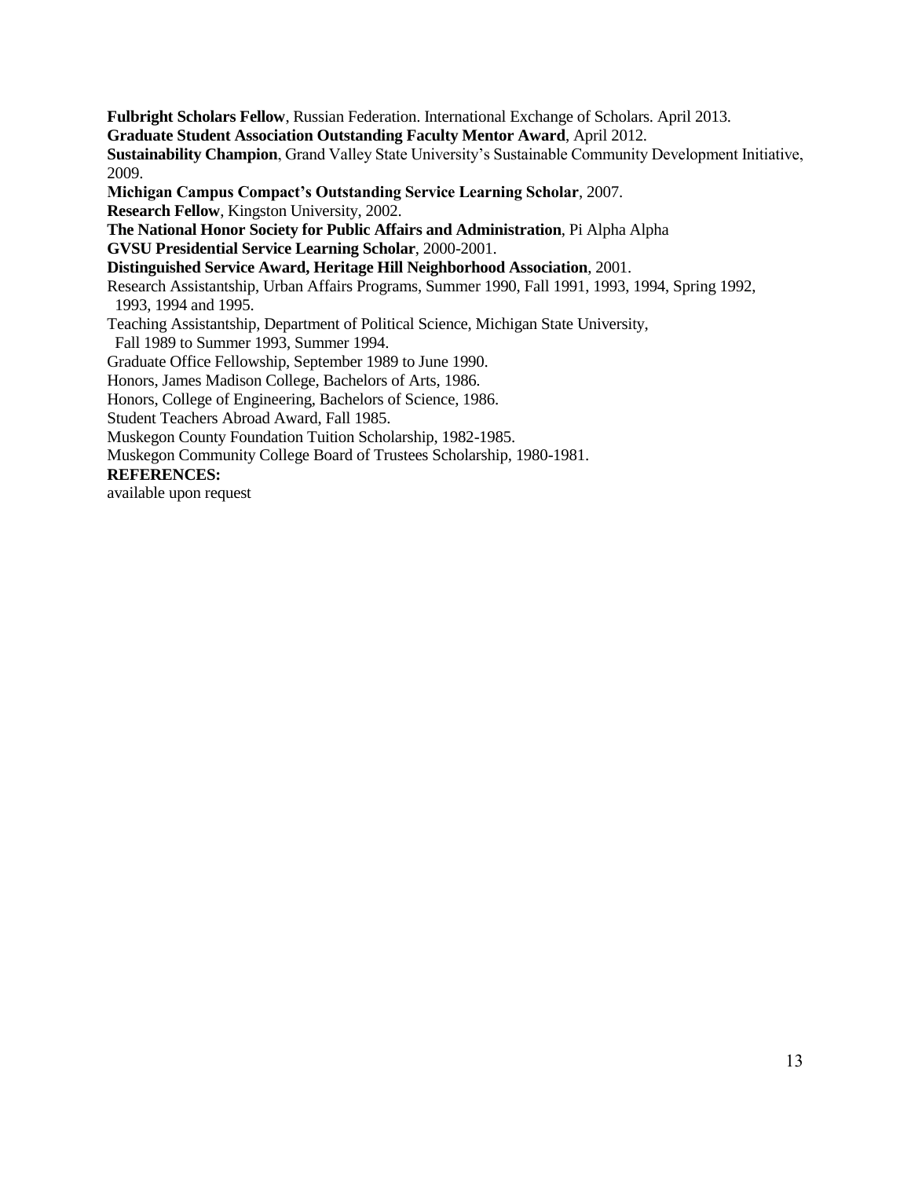**Fulbright Scholars Fellow**, Russian Federation. International Exchange of Scholars. April 2013.
**Graduate Student Association Outstanding Faculty Mentor Award**, April 2012.
**Sustainability Champion**, Grand Valley State University's Sustainable Community Development Initiative, 2009.
**Michigan Campus Compact's Outstanding Service Learning Scholar**, 2007.
**Research Fellow**, Kingston University, 2002.
**The National Honor Society for Public Affairs and Administration**, Pi Alpha Alpha
**GVSU Presidential Service Learning Scholar**, 2000-2001.
**Distinguished Service Award, Heritage Hill Neighborhood Association**, 2001.
Research Assistantship, Urban Affairs Programs, Summer 1990, Fall 1991, 1993, 1994, Spring 1992, 1993, 1994 and 1995.
Teaching Assistantship, Department of Political Science, Michigan State University, Fall 1989 to Summer 1993, Summer 1994.
Graduate Office Fellowship, September 1989 to June 1990.
Honors, James Madison College, Bachelors of Arts, 1986.
Honors, College of Engineering, Bachelors of Science, 1986.
Student Teachers Abroad Award, Fall 1985.
Muskegon County Foundation Tuition Scholarship, 1982-1985.
Muskegon Community College Board of Trustees Scholarship, 1980-1981.

**REFERENCES:**

available upon request